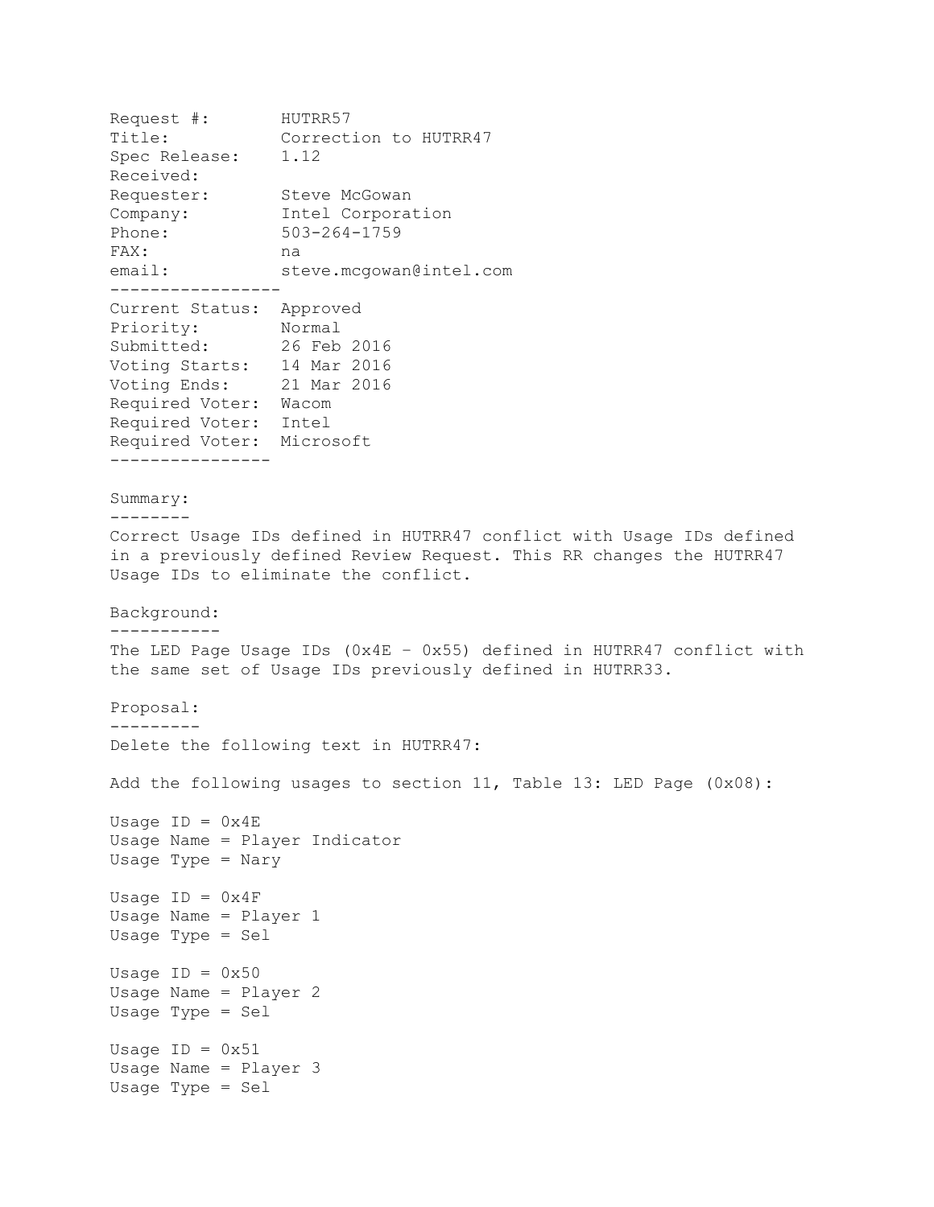Request #: HUTRR57
Title: Correction to HUTRR47
Spec Release: 1.12
Received:
Requester: Steve McGowan
Company: Intel Corporation
Phone: 503-264-1759
FAX: na
email: steve.mcgowan@intel.com

-----------------

Current Status: Approved
Priority: Normal
Submitted: 26 Feb 2016
Voting Starts: 14 Mar 2016
Voting Ends: 21 Mar 2016
Required Voter: Wacom
Required Voter: Intel
Required Voter: Microsoft

----------------

## Summary:

Correct Usage IDs defined in HUTRR47 conflict with Usage IDs defined in a previously defined Review Request. This RR changes the HUTRR47 Usage IDs to eliminate the conflict.

## Background:

The LED Page Usage IDs (0x4E – 0x55) defined in HUTRR47 conflict with the same set of Usage IDs previously defined in HUTRR33.

## Proposal:

Delete the following text in HUTRR47:

Add the following usages to section 11, Table 13: LED Page (0x08):

Usage ID = 0x4E
Usage Name = Player Indicator
Usage Type = Nary

Usage ID = 0x4F
Usage Name = Player 1
Usage Type = Sel

Usage ID = 0x50
Usage Name = Player 2
Usage Type = Sel

Usage ID = 0x51
Usage Name = Player 3
Usage Type = Sel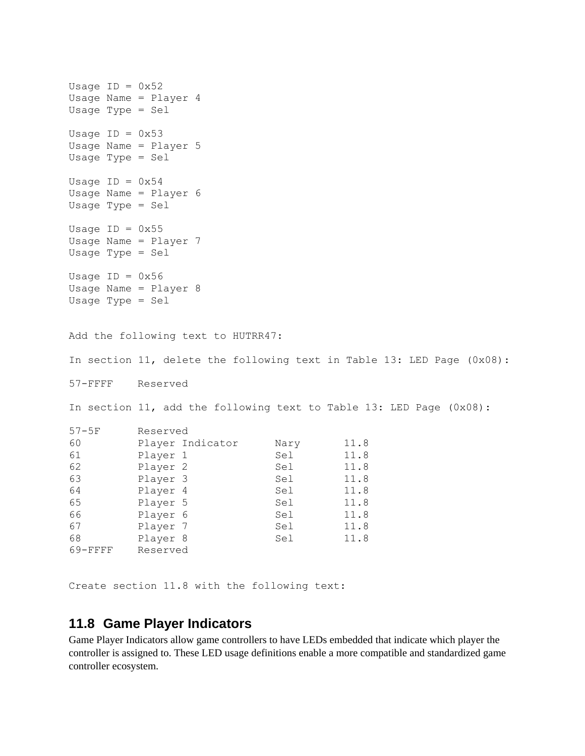Usage ID = 0x52
Usage Name = Player 4
Usage Type = Sel

Usage ID = 0x53
Usage Name = Player 5
Usage Type = Sel

Usage ID = 0x54
Usage Name = Player 6
Usage Type = Sel

Usage ID = 0x55
Usage Name = Player 7
Usage Type = Sel

Usage ID = 0x56
Usage Name = Player 8
Usage Type = Sel

Add the following text to HUTRR47:

In section 11, delete the following text in Table 13: LED Page (0x08):

57-FFFF    Reserved

In section 11, add the following text to Table 13: LED Page (0x08):

| | | | |
|---|---|---|---|
| 57-5F | Reserved | | |
| 60 | Player Indicator | Nary | 11.8 |
| 61 | Player 1 | Sel | 11.8 |
| 62 | Player 2 | Sel | 11.8 |
| 63 | Player 3 | Sel | 11.8 |
| 64 | Player 4 | Sel | 11.8 |
| 65 | Player 5 | Sel | 11.8 |
| 66 | Player 6 | Sel | 11.8 |
| 67 | Player 7 | Sel | 11.8 |
| 68 | Player 8 | Sel | 11.8 |
| 69-FFFF | Reserved | | |

Create section 11.8 with the following text:

## 11.8 Game Player Indicators

Game Player Indicators allow game controllers to have LEDs embedded that indicate which player the controller is assigned to. These LED usage definitions enable a more compatible and standardized game controller ecosystem.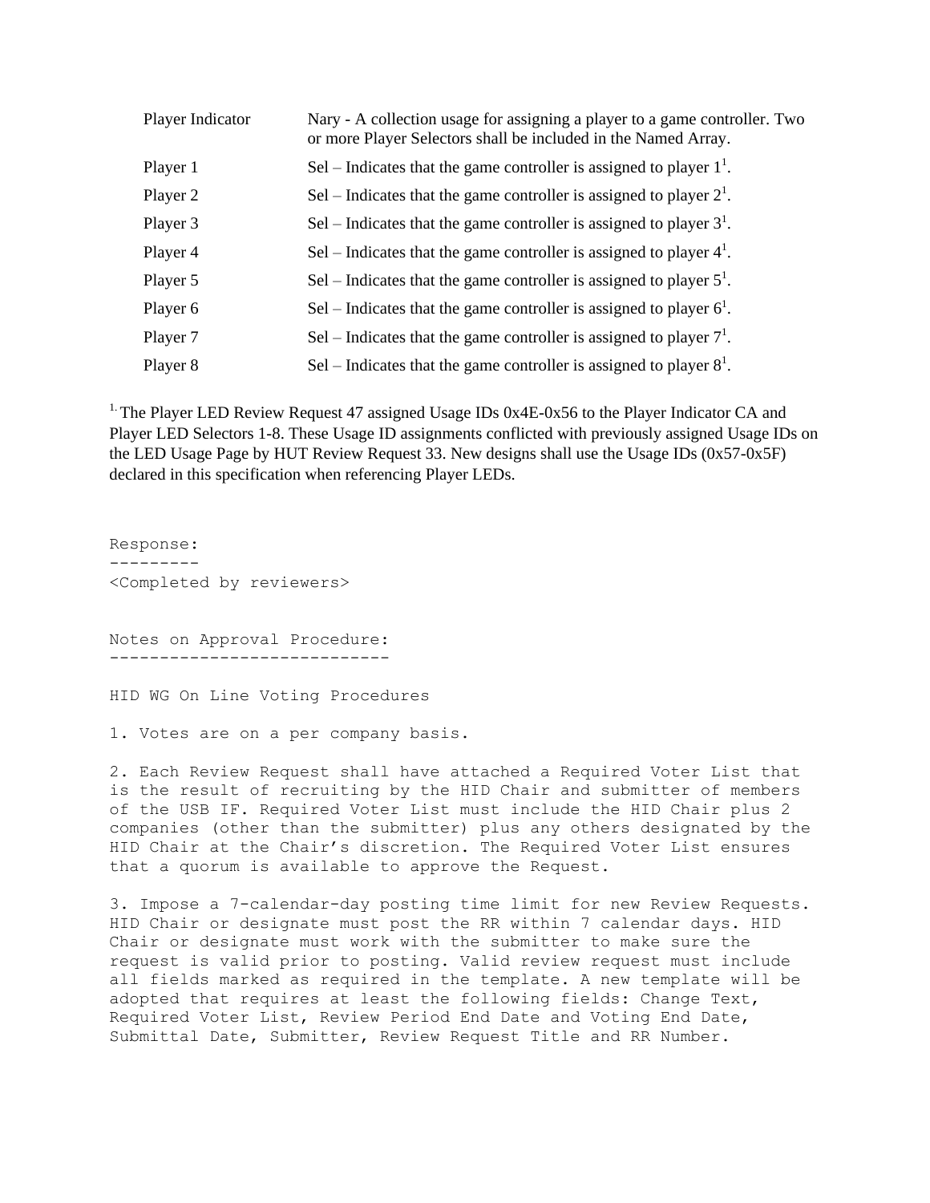| | |
|---|---|
| Player Indicator | Nary - A collection usage for assigning a player to a game controller. Two or more Player Selectors shall be included in the Named Array. |
| Player 1 | Sel – Indicates that the game controller is assigned to player 1[1]. |
| Player 2 | Sel – Indicates that the game controller is assigned to player 2[1]. |
| Player 3 | Sel – Indicates that the game controller is assigned to player 3[1]. |
| Player 4 | Sel – Indicates that the game controller is assigned to player 4[1]. |
| Player 5 | Sel – Indicates that the game controller is assigned to player 5[1]. |
| Player 6 | Sel – Indicates that the game controller is assigned to player 6[1]. |
| Player 7 | Sel – Indicates that the game controller is assigned to player 7[1]. |
| Player 8 | Sel – Indicates that the game controller is assigned to player 8[1]. |

[1.] The Player LED Review Request 47 assigned Usage IDs 0x4E-0x56 to the Player Indicator CA and Player LED Selectors 1-8. These Usage ID assignments conflicted with previously assigned Usage IDs on the LED Usage Page by HUT Review Request 33. New designs shall use the Usage IDs (0x57-0x5F) declared in this specification when referencing Player LEDs.

```
Response:
---------
<Completed by reviewers>


Notes on Approval Procedure:
----------------------------

HID WG On Line Voting Procedures

1. Votes are on a per company basis.

2. Each Review Request shall have attached a Required Voter List that
is the result of recruiting by the HID Chair and submitter of members
of the USB IF. Required Voter List must include the HID Chair plus 2
companies (other than the submitter) plus any others designated by the
HID Chair at the Chair's discretion. The Required Voter List ensures
that a quorum is available to approve the Request.

3. Impose a 7-calendar-day posting time limit for new Review Requests.
HID Chair or designate must post the RR within 7 calendar days. HID
Chair or designate must work with the submitter to make sure the
request is valid prior to posting. Valid review request must include
all fields marked as required in the template. A new template will be
adopted that requires at least the following fields: Change Text,
Required Voter List, Review Period End Date and Voting End Date,
Submittal Date, Submitter, Review Request Title and RR Number.
```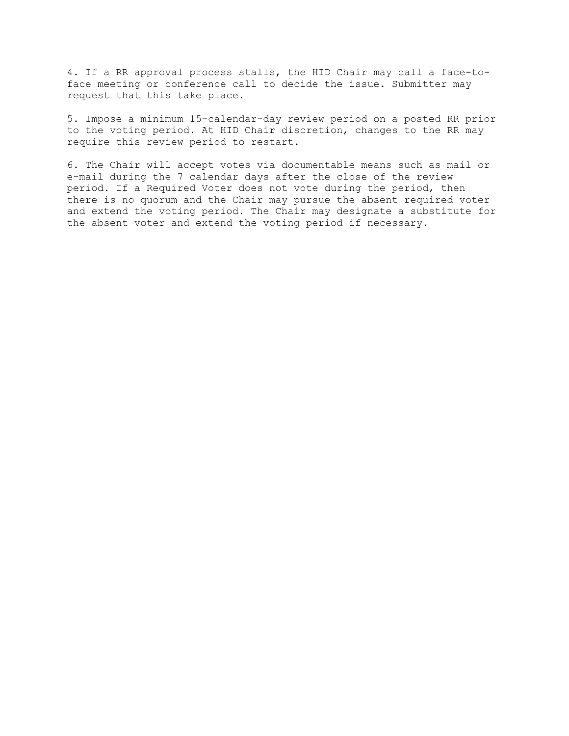4. If a RR approval process stalls, the HID Chair may call a face-to-face meeting or conference call to decide the issue. Submitter may request that this take place.

5. Impose a minimum 15-calendar-day review period on a posted RR prior to the voting period. At HID Chair discretion, changes to the RR may require this review period to restart.

6. The Chair will accept votes via documentable means such as mail or e-mail during the 7 calendar days after the close of the review period. If a Required Voter does not vote during the period, then there is no quorum and the Chair may pursue the absent required voter and extend the voting period. The Chair may designate a substitute for the absent voter and extend the voting period if necessary.